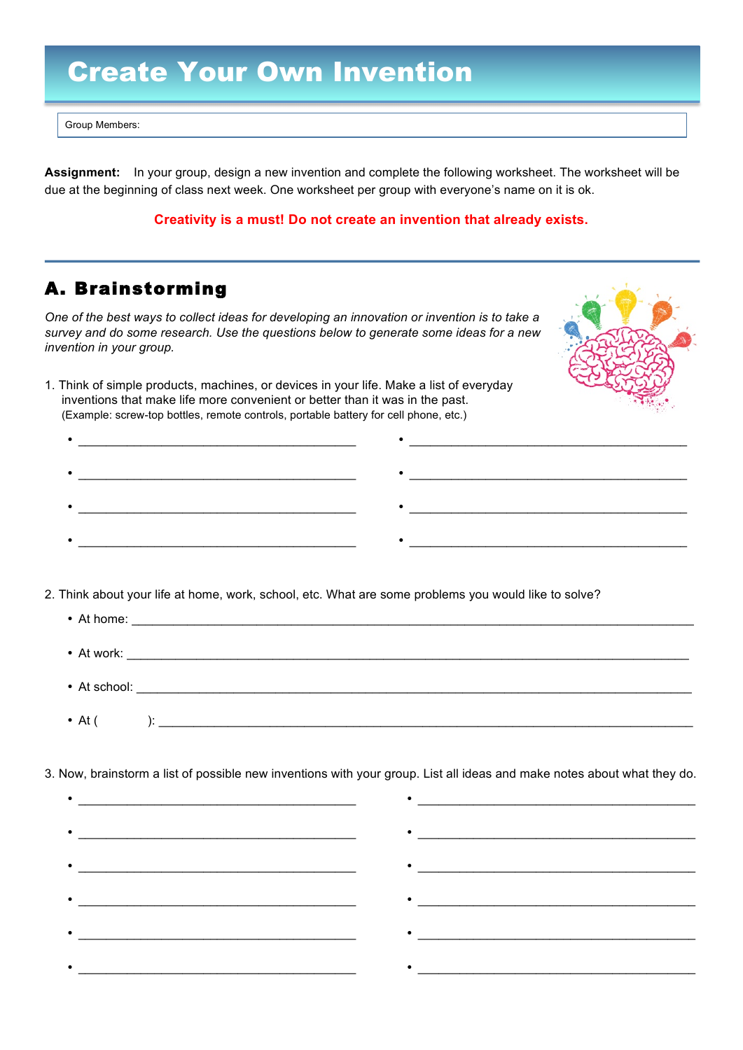# Create Your Own Invention

Group Members:

**Assignment:** In your group, design a new invention and complete the following worksheet. The worksheet will be due at the beginning of class next week. One worksheet per group with everyone's name on it is ok.

**Creativity is a must! Do not create an invention that already exists.**

## A. Brainstorming

*One of the best ways to collect ideas for developing an innovation or invention is to take a survey and do some research. Use the questions below to generate some ideas for a new invention in your group.*

1. Think of simple products, machines, or devices in your life. Make a list of everyday inventions that make life more convenient or better than it was in the past.
   (Example: screw-top bottles, remote controls, portable battery for cell phone, etc.)

   - ________________________________________
   - ________________________________________
   - ________________________________________
   - ________________________________________
   - ________________________________________
   - ________________________________________
   - ________________________________________
   - ________________________________________

2. Think about your life at home, work, school, etc. What are some problems you would like to solve?

   - At home: ________________________________________
   - At work: ________________________________________
   - At school: ________________________________________
   - At (            ): ________________________________________

3. Now, brainstorm a list of possible new inventions with your group. List all ideas and make notes about what they do.

   - ________________________________________
   - ________________________________________
   - ________________________________________
   - ________________________________________
   - ________________________________________
   - ________________________________________
   - ________________________________________
   - ________________________________________
   - ________________________________________
   - ________________________________________
   - ________________________________________
   - ________________________________________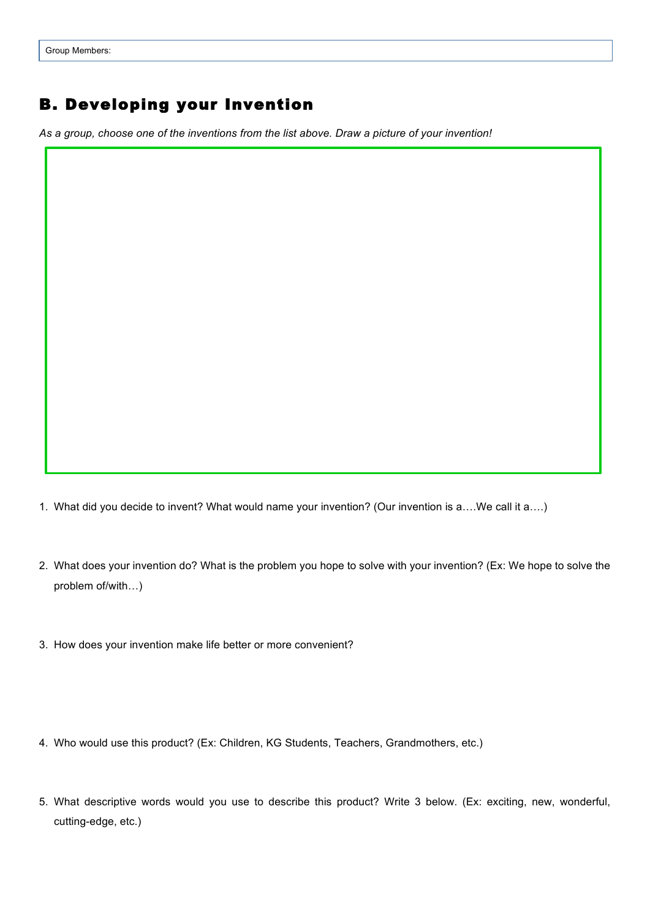Group Members:

## B. Developing your Invention

*As a group, choose one of the inventions from the list above. Draw a picture of your invention!*

1. What did you decide to invent? What would name your invention? (Our invention is a….We call it a….)

2. What does your invention do? What is the problem you hope to solve with your invention? (Ex: We hope to solve the problem of/with…)

3. How does your invention make life better or more convenient?

4. Who would use this product? (Ex: Children, KG Students, Teachers, Grandmothers, etc.)

5. What descriptive words would you use to describe this product? Write 3 below. (Ex: exciting, new, wonderful, cutting-edge, etc.)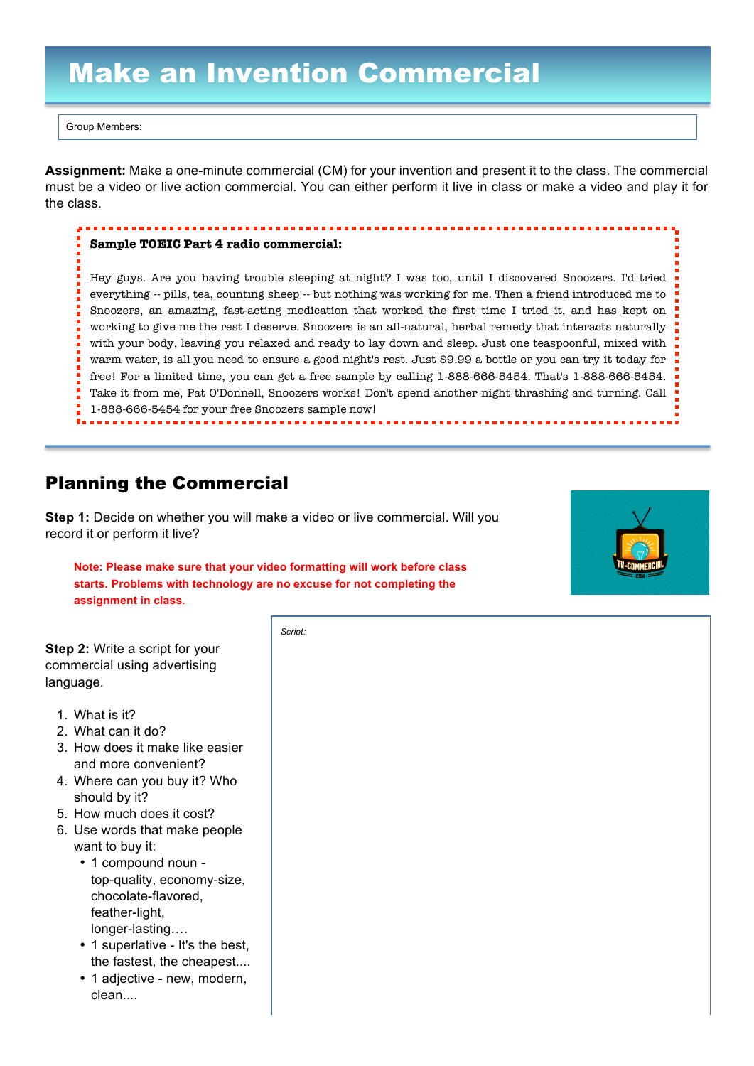# Make an Invention Commercial

Group Members:

**Assignment:** Make a one-minute commercial (CM) for your invention and present it to the class. The commercial must be a video or live action commercial. You can either perform it live in class or make a video and play it for the class.

**Sample TOEIC Part 4 radio commercial:**

Hey guys. Are you having trouble sleeping at night? I was too, until I discovered Snoozers. I'd tried everything -- pills, tea, counting sheep -- but nothing was working for me. Then a friend introduced me to Snoozers, an amazing, fast-acting medication that worked the first time I tried it, and has kept on working to give me the rest I deserve. Snoozers is an all-natural, herbal remedy that interacts naturally with your body, leaving you relaxed and ready to lay down and sleep. Just one teaspoonful, mixed with warm water, is all you need to ensure a good night's rest. Just $9.99 a bottle or you can try it today for free! For a limited time, you can get a free sample by calling 1-888-666-5454. That's 1-888-666-5454. Take it from me, Pat O'Donnell, Snoozers works! Don't spend another night thrashing and turning. Call 1-888-666-5454 for your free Snoozers sample now!

## Planning the Commercial

**Step 1:** Decide on whether you will make a video or live commercial. Will you record it or perform it live?

**Note: Please make sure that your video formatting will work before class starts. Problems with technology are no excuse for not completing the assignment in class.**

**Step 2:** Write a script for your commercial using advertising language.

1. What is it?
2. What can it do?
3. How does it make like easier and more convenient?
4. Where can you buy it? Who should by it?
5. How much does it cost?
6. Use words that make people want to buy it:
   - 1 compound noun - top-quality, economy-size, chocolate-flavored, feather-light, longer-lasting….
   - 1 superlative - It's the best, the fastest, the cheapest....
   - 1 adjective - new, modern, clean....

*Script:*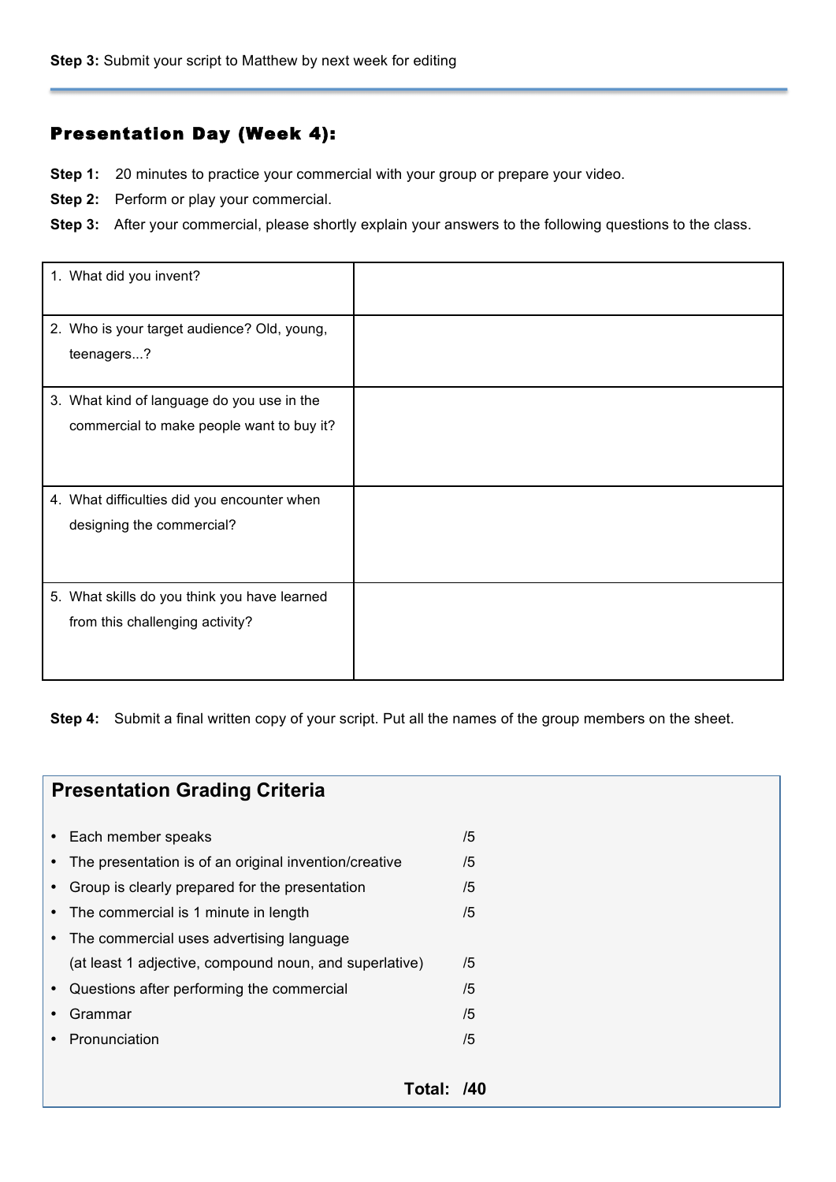**Step 3:** Submit your script to Matthew by next week for editing

---

### Presentation Day (Week 4):

**Step 1:** 20 minutes to practice your commercial with your group or prepare your video.

**Step 2:** Perform or play your commercial.

**Step 3:** After your commercial, please shortly explain your answers to the following questions to the class.

| | |
|---|---|
| 1. What did you invent? | |
| 2. Who is your target audience? Old, young, teenagers...? | |
| 3. What kind of language do you use in the commercial to make people want to buy it? | |
| 4. What difficulties did you encounter when designing the commercial? | |
| 5. What skills do you think you have learned from this challenging activity? | |

**Step 4:** Submit a final written copy of your script. Put all the names of the group members on the sheet.

## Presentation Grading Criteria

- Each member speaks /5
- The presentation is of an original invention/creative /5
- Group is clearly prepared for the presentation /5
- The commercial is 1 minute in length /5
- The commercial uses advertising language (at least 1 adjective, compound noun, and superlative) /5
- Questions after performing the commercial /5
- Grammar /5
- Pronunciation /5

**Total: /40**